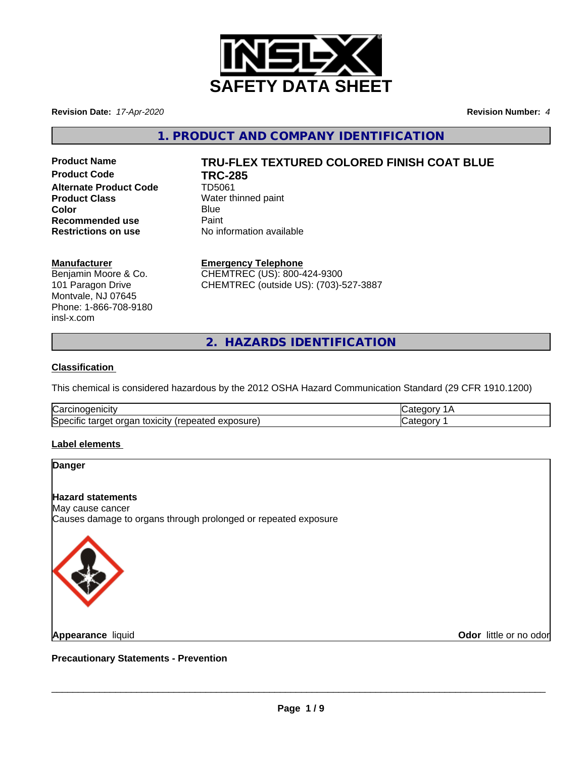# SAFETY DATA SHEET

**Revision Date:** *17-Apr-2020*

**Revision Number:** *4*

## 1. PRODUCT AND COMPANY IDENTIFICATION

**Product Name** **TRU-FLEX TEXTURED COLORED FINISH COAT BLUE**
**Product Code** **TRC-285**
**Alternate Product Code** TD5061
**Product Class** Water thinned paint
**Color** Blue
**Recommended use** Paint
**Restrictions on use** No information available

**Manufacturer**
Benjamin Moore & Co.
101 Paragon Drive
Montvale, NJ 07645
Phone: 1-866-708-9180
insl-x.com

**Emergency Telephone**
CHEMTREC (US): 800-424-9300
CHEMTREC (outside US): (703)-527-3887

## 2. HAZARDS IDENTIFICATION

**Classification**

This chemical is considered hazardous by the 2012 OSHA Hazard Communication Standard (29 CFR 1910.1200)

| | |
|---|---|
| Carcinogenicity | Category 1A |
| Specific target organ toxicity (repeated exposure) | Category 1 |

**Label elements**

**Danger**

**Hazard statements**
May cause cancer
Causes damage to organs through prolonged or repeated exposure

**Appearance** liquid

**Odor** little or no odor

**Precautionary Statements - Prevention**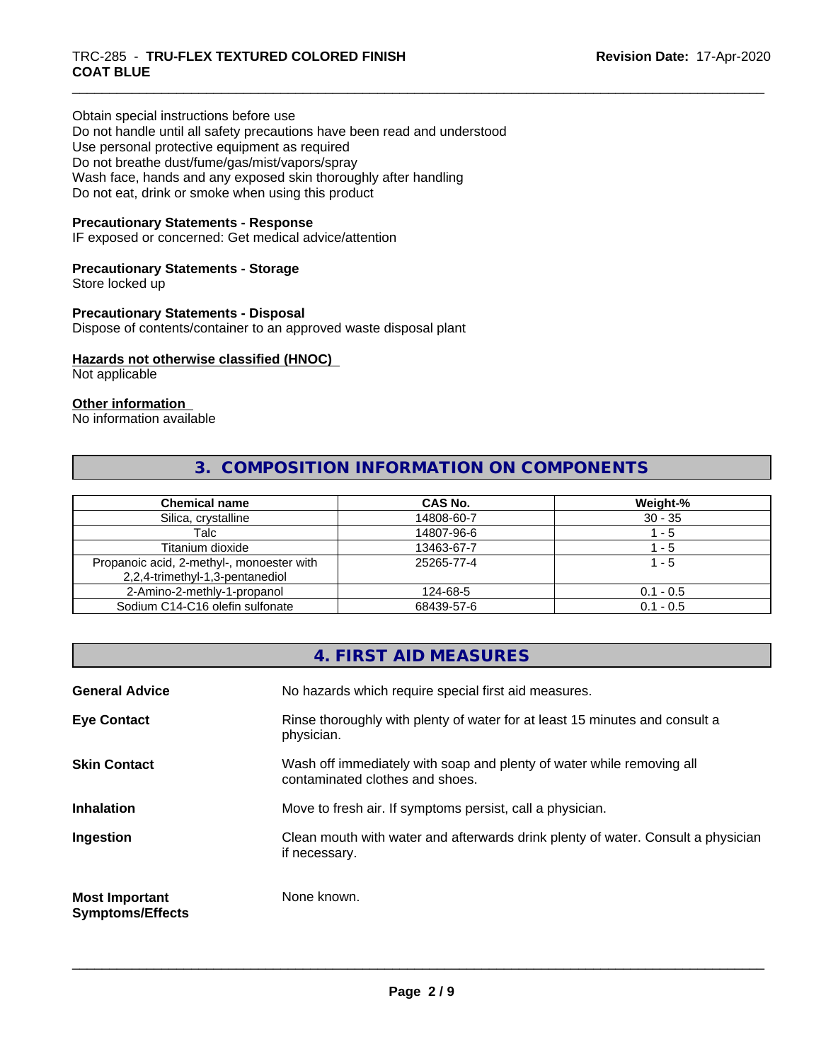Obtain special instructions before use
Do not handle until all safety precautions have been read and understood
Use personal protective equipment as required
Do not breathe dust/fume/gas/mist/vapors/spray
Wash face, hands and any exposed skin thoroughly after handling
Do not eat, drink or smoke when using this product

**Precautionary Statements - Response**
IF exposed or concerned: Get medical advice/attention

**Precautionary Statements - Storage**
Store locked up

**Precautionary Statements - Disposal**
Dispose of contents/container to an approved waste disposal plant

**Hazards not otherwise classified (HNOC)**
Not applicable

**Other information**
No information available

## 3. COMPOSITION INFORMATION ON COMPONENTS

| Chemical name | CAS No. | Weight-% |
|---|---|---|
| Silica, crystalline | 14808-60-7 | 30 - 35 |
| Talc | 14807-96-6 | 1 - 5 |
| Titanium dioxide | 13463-67-7 | 1 - 5 |
| Propanoic acid, 2-methyl-, monoester with 2,2,4-trimethyl-1,3-pentanediol | 25265-77-4 | 1 - 5 |
| 2-Amino-2-methly-1-propanol | 124-68-5 | 0.1 - 0.5 |
| Sodium C14-C16 olefin sulfonate | 68439-57-6 | 0.1 - 0.5 |

## 4. FIRST AID MEASURES

**General Advice** No hazards which require special first aid measures.

**Eye Contact** Rinse thoroughly with plenty of water for at least 15 minutes and consult a physician.

**Skin Contact** Wash off immediately with soap and plenty of water while removing all contaminated clothes and shoes.

**Inhalation** Move to fresh air. If symptoms persist, call a physician.

**Ingestion** Clean mouth with water and afterwards drink plenty of water. Consult a physician if necessary.

**Most Important Symptoms/Effects** None known.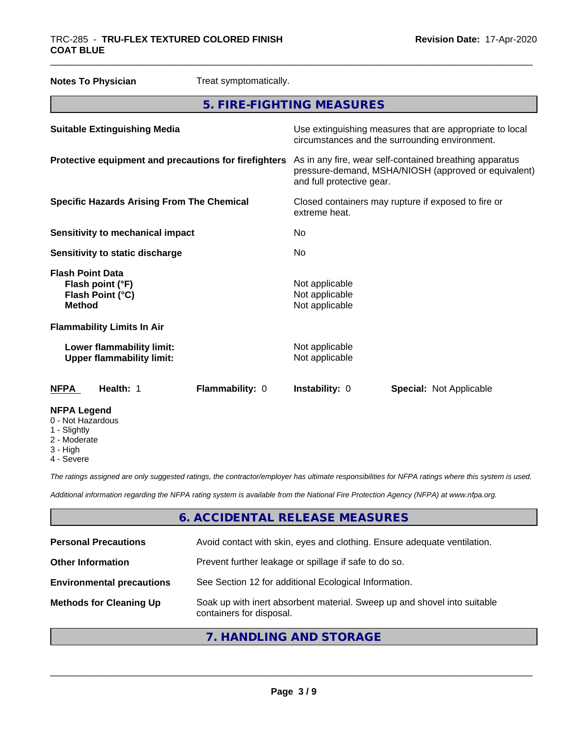**Notes To Physician** Treat symptomatically.

## 5. FIRE-FIGHTING MEASURES

| | |
|---|---|
| **Suitable Extinguishing Media** | Use extinguishing measures that are appropriate to local circumstances and the surrounding environment. |
| **Protective equipment and precautions for firefighters** | As in any fire, wear self-contained breathing apparatus pressure-demand, MSHA/NIOSH (approved or equivalent) and full protective gear. |
| **Specific Hazards Arising From The Chemical** | Closed containers may rupture if exposed to fire or extreme heat. |
| **Sensitivity to mechanical impact** | No |
| **Sensitivity to static discharge** | No |

**Flash Point Data**

| | |
|---|---|
| **Flash point (°F)** | Not applicable |
| **Flash Point (°C)** | Not applicable |
| **Method** | Not applicable |

**Flammability Limits In Air**

| | |
|---|---|
| **Lower flammability limit:** | Not applicable |
| **Upper flammability limit:** | Not applicable |

| NFPA | Health: 1 | Flammability: 0 | Instability: 0 | Special: Not Applicable |
|---|---|---|---|---|

**NFPA Legend**
0 - Not Hazardous
1 - Slightly
2 - Moderate
3 - High
4 - Severe

*The ratings assigned are only suggested ratings, the contractor/employer has ultimate responsibilities for NFPA ratings where this system is used.*

*Additional information regarding the NFPA rating system is available from the National Fire Protection Agency (NFPA) at www.nfpa.org.*

## 6. ACCIDENTAL RELEASE MEASURES

| | |
|---|---|
| **Personal Precautions** | Avoid contact with skin, eyes and clothing. Ensure adequate ventilation. |
| **Other Information** | Prevent further leakage or spillage if safe to do so. |
| **Environmental precautions** | See Section 12 for additional Ecological Information. |
| **Methods for Cleaning Up** | Soak up with inert absorbent material. Sweep up and shovel into suitable containers for disposal. |

## 7. HANDLING AND STORAGE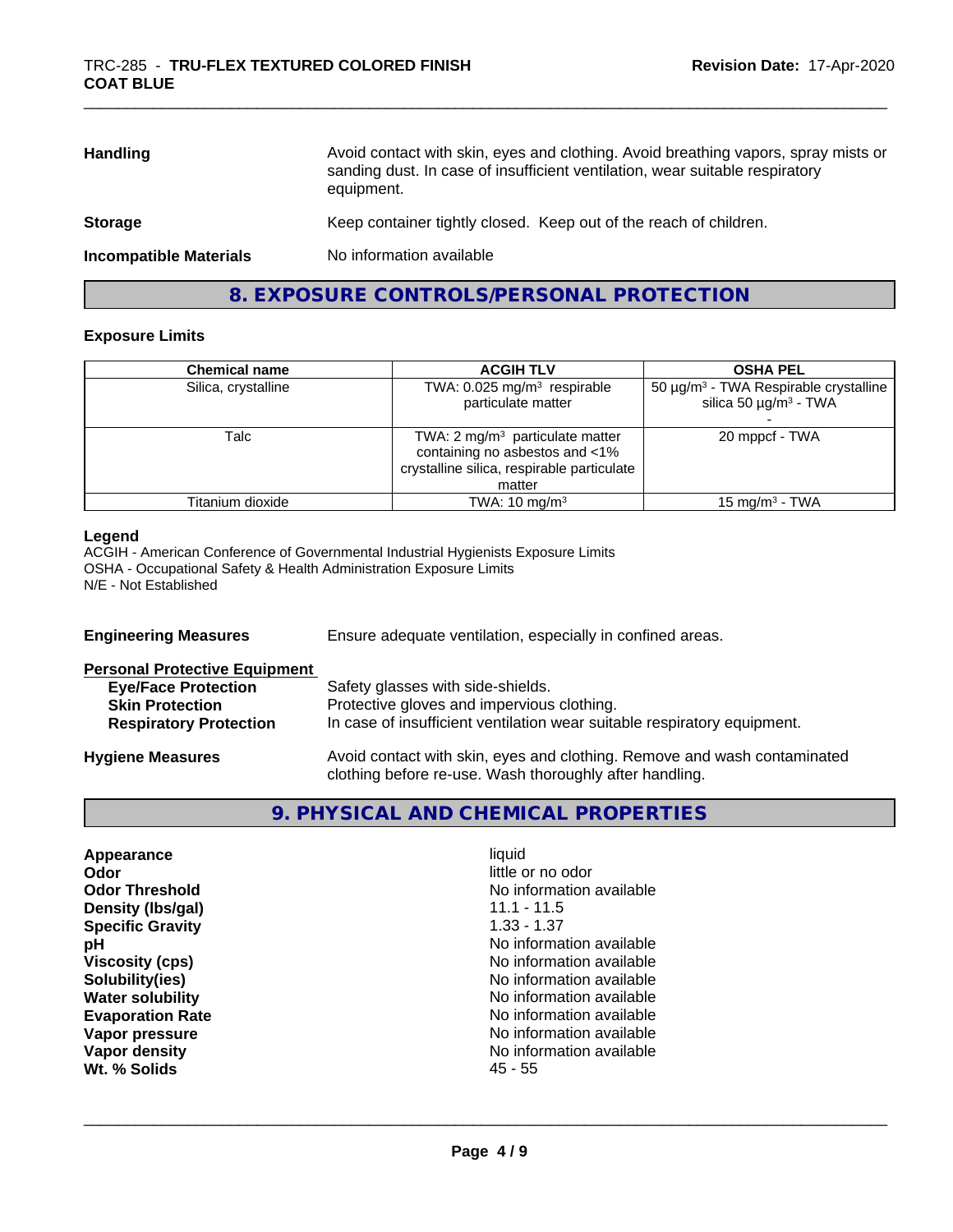| | |
|---|---|
| **Handling** | Avoid contact with skin, eyes and clothing. Avoid breathing vapors, spray mists or sanding dust. In case of insufficient ventilation, wear suitable respiratory equipment. |
| **Storage** | Keep container tightly closed. Keep out of the reach of children. |
| **Incompatible Materials** | No information available |

## 8. EXPOSURE CONTROLS/PERSONAL PROTECTION

### Exposure Limits

| Chemical name | ACGIH TLV | OSHA PEL |
|---|---|---|
| Silica, crystalline | TWA: 0.025 mg/m³ respirable particulate matter | 50 µg/m³ - TWA Respirable crystalline silica 50 µg/m³ - TWA - |
| Talc | TWA: 2 mg/m³ particulate matter containing no asbestos and <1% crystalline silica, respirable particulate matter | 20 mppcf - TWA |
| Titanium dioxide | TWA: 10 mg/m³ | 15 mg/m³ - TWA |

**Legend**
ACGIH - American Conference of Governmental Industrial Hygienists Exposure Limits
OSHA - Occupational Safety & Health Administration Exposure Limits
N/E - Not Established

**Engineering Measures** Ensure adequate ventilation, especially in confined areas.

**Personal Protective Equipment**

- **Eye/Face Protection** Safety glasses with side-shields.
- **Skin Protection** Protective gloves and impervious clothing.
- **Respiratory Protection** In case of insufficient ventilation wear suitable respiratory equipment.

**Hygiene Measures** Avoid contact with skin, eyes and clothing. Remove and wash contaminated clothing before re-use. Wash thoroughly after handling.

## 9. PHYSICAL AND CHEMICAL PROPERTIES

| | |
|---|---|
| **Appearance** | liquid |
| **Odor** | little or no odor |
| **Odor Threshold** | No information available |
| **Density (lbs/gal)** | 11.1 - 11.5 |
| **Specific Gravity** | 1.33 - 1.37 |
| **pH** | No information available |
| **Viscosity (cps)** | No information available |
| **Solubility(ies)** | No information available |
| **Water solubility** | No information available |
| **Evaporation Rate** | No information available |
| **Vapor pressure** | No information available |
| **Vapor density** | No information available |
| **Wt. % Solids** | 45 - 55 |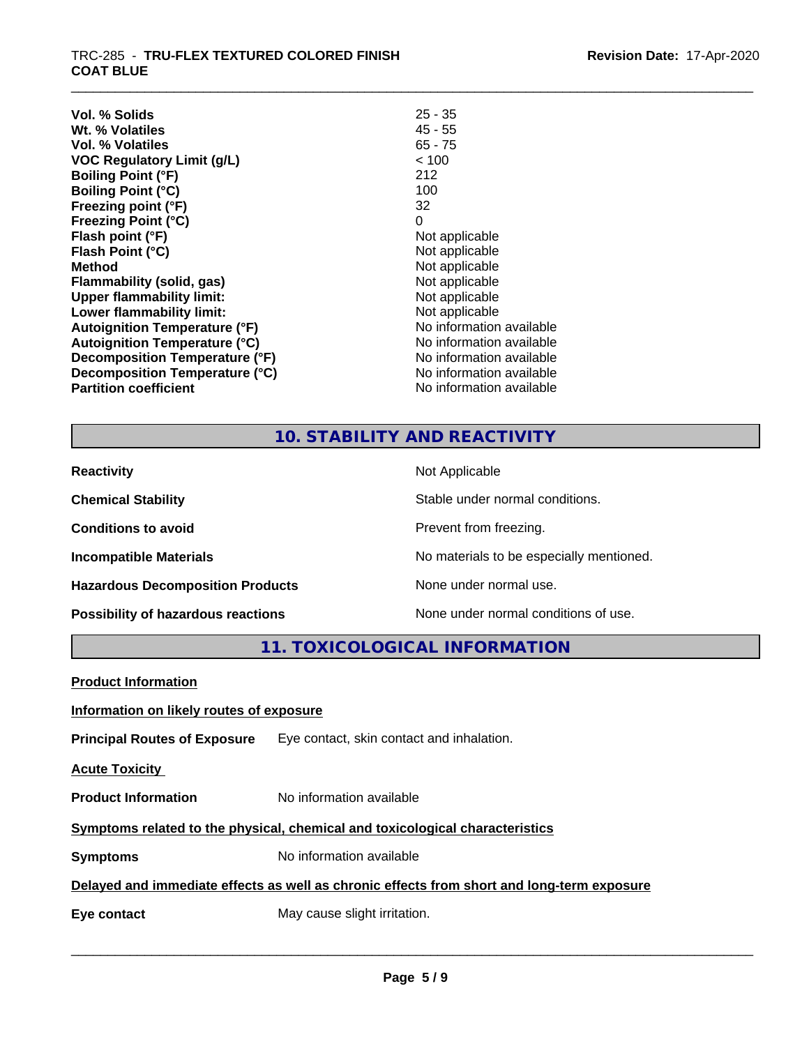| | |
|---|---|
| **Vol. % Solids** | 25 - 35 |
| **Wt. % Volatiles** | 45 - 55 |
| **Vol. % Volatiles** | 65 - 75 |
| **VOC Regulatory Limit (g/L)** | < 100 |
| **Boiling Point (°F)** | 212 |
| **Boiling Point (°C)** | 100 |
| **Freezing point (°F)** | 32 |
| **Freezing Point (°C)** | 0 |
| **Flash point (°F)** | Not applicable |
| **Flash Point (°C)** | Not applicable |
| **Method** | Not applicable |
| **Flammability (solid, gas)** | Not applicable |
| **Upper flammability limit:** | Not applicable |
| **Lower flammability limit:** | Not applicable |
| **Autoignition Temperature (°F)** | No information available |
| **Autoignition Temperature (°C)** | No information available |
| **Decomposition Temperature (°F)** | No information available |
| **Decomposition Temperature (°C)** | No information available |
| **Partition coefficient** | No information available |

## 10. STABILITY AND REACTIVITY

| | |
|---|---|
| **Reactivity** | Not Applicable |
| **Chemical Stability** | Stable under normal conditions. |
| **Conditions to avoid** | Prevent from freezing. |
| **Incompatible Materials** | No materials to be especially mentioned. |
| **Hazardous Decomposition Products** | None under normal use. |
| **Possibility of hazardous reactions** | None under normal conditions of use. |

## 11. TOXICOLOGICAL INFORMATION

**Product Information**

**Information on likely routes of exposure**

**Principal Routes of Exposure** Eye contact, skin contact and inhalation.

**Acute Toxicity**

**Product Information** No information available

**Symptoms related to the physical, chemical and toxicological characteristics**

**Symptoms** No information available

**Delayed and immediate effects as well as chronic effects from short and long-term exposure**

**Eye contact** May cause slight irritation.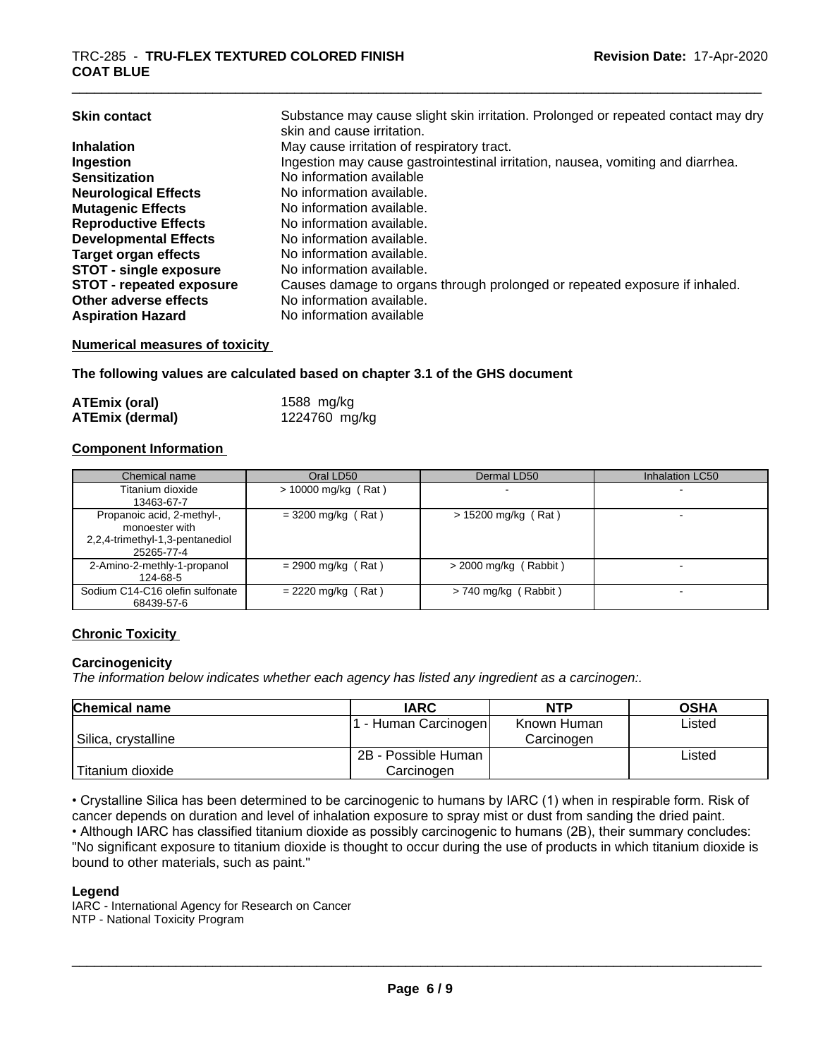| | |
|---|---|
| **Skin contact** | Substance may cause slight skin irritation. Prolonged or repeated contact may dry skin and cause irritation. |
| **Inhalation** | May cause irritation of respiratory tract. |
| **Ingestion** | Ingestion may cause gastrointestinal irritation, nausea, vomiting and diarrhea. |
| **Sensitization** | No information available |
| **Neurological Effects** | No information available. |
| **Mutagenic Effects** | No information available. |
| **Reproductive Effects** | No information available. |
| **Developmental Effects** | No information available. |
| **Target organ effects** | No information available. |
| **STOT - single exposure** | No information available. |
| **STOT - repeated exposure** | Causes damage to organs through prolonged or repeated exposure if inhaled. |
| **Other adverse effects** | No information available. |
| **Aspiration Hazard** | No information available |

**Numerical measures of toxicity**

**The following values are calculated based on chapter 3.1 of the GHS document**

| | |
|---|---|
| **ATEmix (oral)** | 1588 mg/kg |
| **ATEmix (dermal)** | 1224760 mg/kg |

**Component Information**

| Chemical name | Oral LD50 | Dermal LD50 | Inhalation LC50 |
|---|---|---|---|
| Titanium dioxide<br>13463-67-7 | > 10000 mg/kg ( Rat ) | - | - |
| Propanoic acid, 2-methyl-, monoester with 2,2,4-trimethyl-1,3-pentanediol<br>25265-77-4 | = 3200 mg/kg ( Rat ) | > 15200 mg/kg ( Rat ) | - |
| 2-Amino-2-methly-1-propanol<br>124-68-5 | = 2900 mg/kg ( Rat ) | > 2000 mg/kg ( Rabbit ) | - |
| Sodium C14-C16 olefin sulfonate<br>68439-57-6 | = 2220 mg/kg ( Rat ) | > 740 mg/kg ( Rabbit ) | - |

**Chronic Toxicity**

**Carcinogenicity**

*The information below indicates whether each agency has listed any ingredient as a carcinogen:.*

| Chemical name | IARC | NTP | OSHA |
|---|---|---|---|
| Silica, crystalline | 1 - Human Carcinogen | Known Human Carcinogen | Listed |
| Titanium dioxide | 2B - Possible Human Carcinogen | | Listed |

• Crystalline Silica has been determined to be carcinogenic to humans by IARC (1) when in respirable form. Risk of cancer depends on duration and level of inhalation exposure to spray mist or dust from sanding the dried paint.
• Although IARC has classified titanium dioxide as possibly carcinogenic to humans (2B), their summary concludes: "No significant exposure to titanium dioxide is thought to occur during the use of products in which titanium dioxide is bound to other materials, such as paint."

**Legend**

IARC - International Agency for Research on Cancer
NTP - National Toxicity Program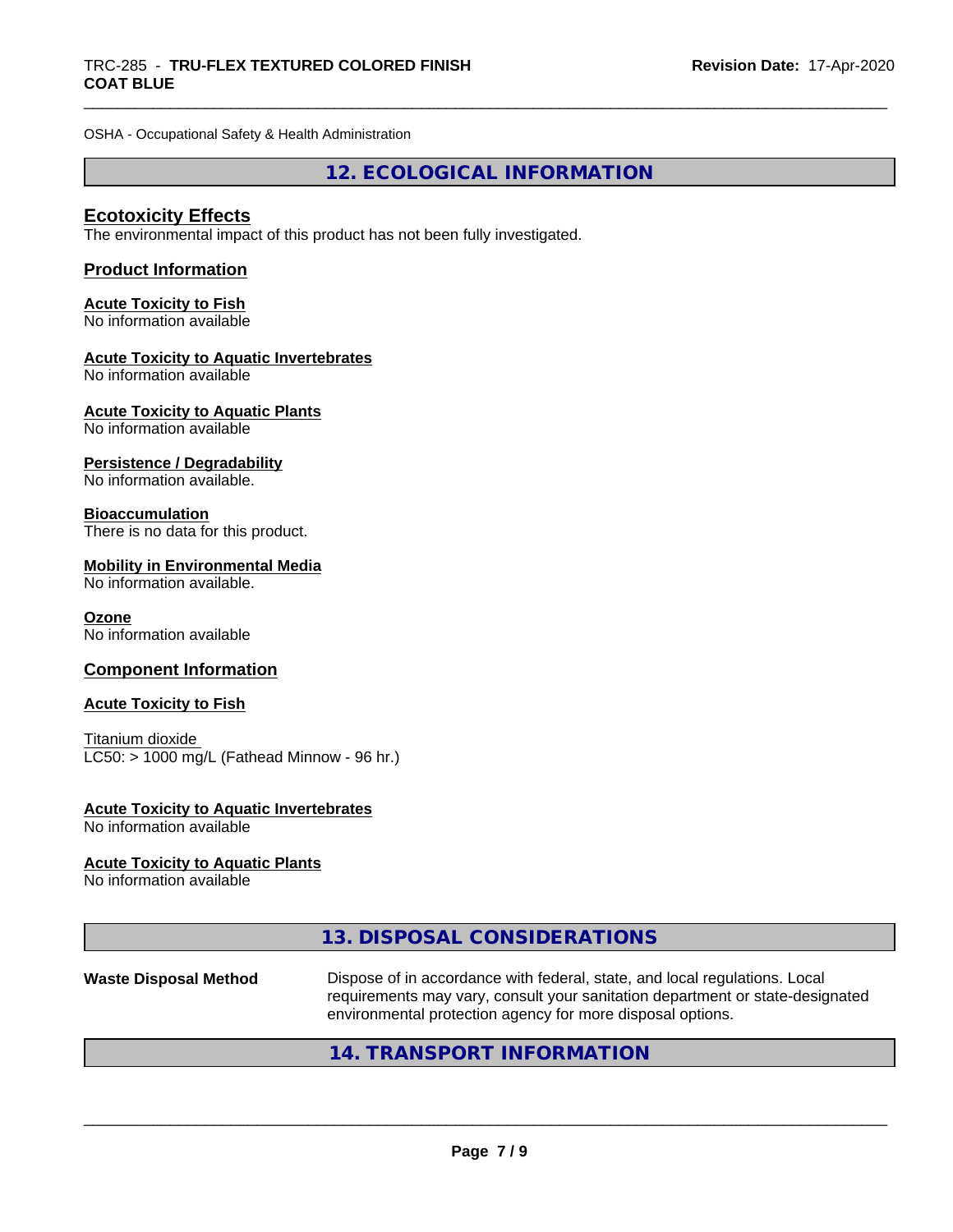OSHA - Occupational Safety & Health Administration

## 12. ECOLOGICAL INFORMATION

### Ecotoxicity Effects

The environmental impact of this product has not been fully investigated.

### Product Information

**Acute Toxicity to Fish**
No information available

**Acute Toxicity to Aquatic Invertebrates**
No information available

**Acute Toxicity to Aquatic Plants**
No information available

**Persistence / Degradability**
No information available.

**Bioaccumulation**
There is no data for this product.

**Mobility in Environmental Media**
No information available.

**Ozone**
No information available

### Component Information

**Acute Toxicity to Fish**

Titanium dioxide
LC50: > 1000 mg/L (Fathead Minnow - 96 hr.)

**Acute Toxicity to Aquatic Invertebrates**
No information available

**Acute Toxicity to Aquatic Plants**
No information available

## 13. DISPOSAL CONSIDERATIONS

**Waste Disposal Method** Dispose of in accordance with federal, state, and local regulations. Local requirements may vary, consult your sanitation department or state-designated environmental protection agency for more disposal options.

## 14. TRANSPORT INFORMATION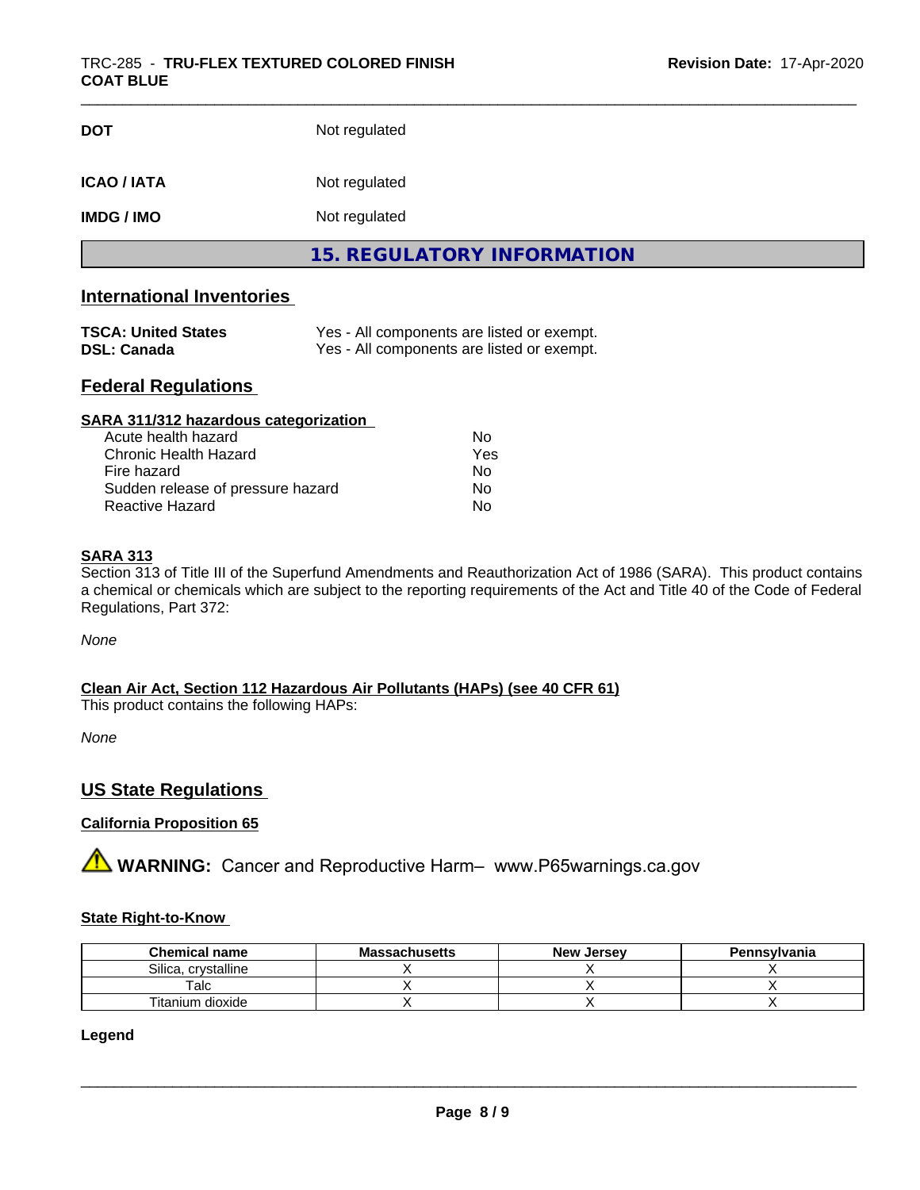| | |
|---|---|
| **DOT** | Not regulated |
| **ICAO / IATA** | Not regulated |
| **IMDG / IMO** | Not regulated |

## 15. REGULATORY INFORMATION

### International Inventories

| | |
|---|---|
| **TSCA: United States** | Yes - All components are listed or exempt. |
| **DSL: Canada** | Yes - All components are listed or exempt. |

### Federal Regulations

**SARA 311/312 hazardous categorization**

| | |
|---|---|
| Acute health hazard | No |
| Chronic Health Hazard | Yes |
| Fire hazard | No |
| Sudden release of pressure hazard | No |
| Reactive Hazard | No |

**SARA 313**

Section 313 of Title III of the Superfund Amendments and Reauthorization Act of 1986 (SARA). This product contains a chemical or chemicals which are subject to the reporting requirements of the Act and Title 40 of the Code of Federal Regulations, Part 372:

*None*

**Clean Air Act, Section 112 Hazardous Air Pollutants (HAPs) (see 40 CFR 61)**

This product contains the following HAPs:

*None*

### US State Regulations

**California Proposition 65**

⚠ **WARNING:** Cancer and Reproductive Harm– www.P65warnings.ca.gov

**State Right-to-Know**

| Chemical name | Massachusetts | New Jersey | Pennsylvania |
|---|---|---|---|
| Silica, crystalline | X | X | X |
| Talc | X | X | X |
| Titanium dioxide | X | X | X |

**Legend**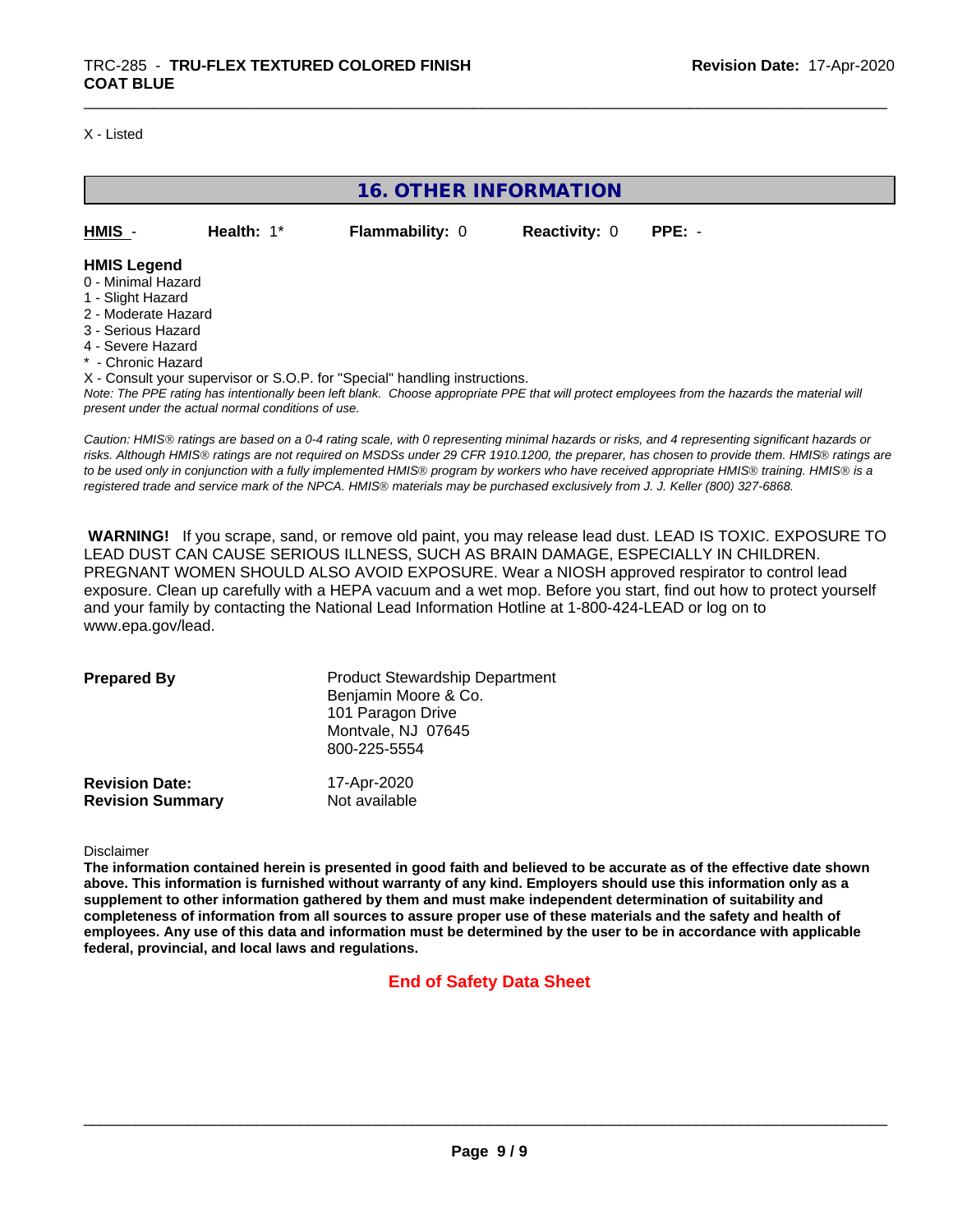X - Listed

## 16. OTHER INFORMATION

| HMIS - | Health: 1* | Flammability: 0 | Reactivity: 0 | PPE: - |
|---|---|---|---|---|

**HMIS Legend**

0 - Minimal Hazard
1 - Slight Hazard
2 - Moderate Hazard
3 - Serious Hazard
4 - Severe Hazard
* - Chronic Hazard
X - Consult your supervisor or S.O.P. for "Special" handling instructions.

*Note: The PPE rating has intentionally been left blank. Choose appropriate PPE that will protect employees from the hazards the material will present under the actual normal conditions of use.*

*Caution: HMIS® ratings are based on a 0-4 rating scale, with 0 representing minimal hazards or risks, and 4 representing significant hazards or risks. Although HMIS® ratings are not required on MSDSs under 29 CFR 1910.1200, the preparer, has chosen to provide them. HMIS® ratings are to be used only in conjunction with a fully implemented HMIS® program by workers who have received appropriate HMIS® training. HMIS® is a registered trade and service mark of the NPCA. HMIS® materials may be purchased exclusively from J. J. Keller (800) 327-6868.*

**WARNING!** If you scrape, sand, or remove old paint, you may release lead dust. LEAD IS TOXIC. EXPOSURE TO LEAD DUST CAN CAUSE SERIOUS ILLNESS, SUCH AS BRAIN DAMAGE, ESPECIALLY IN CHILDREN. PREGNANT WOMEN SHOULD ALSO AVOID EXPOSURE. Wear a NIOSH approved respirator to control lead exposure. Clean up carefully with a HEPA vacuum and a wet mop. Before you start, find out how to protect yourself and your family by contacting the National Lead Information Hotline at 1-800-424-LEAD or log on to www.epa.gov/lead.

**Prepared By**
Product Stewardship Department
Benjamin Moore & Co.
101 Paragon Drive
Montvale, NJ 07645
800-225-5554

**Revision Date:** 17-Apr-2020
**Revision Summary** Not available

Disclaimer

**The information contained herein is presented in good faith and believed to be accurate as of the effective date shown above. This information is furnished without warranty of any kind. Employers should use this information only as a supplement to other information gathered by them and must make independent determination of suitability and completeness of information from all sources to assure proper use of these materials and the safety and health of employees. Any use of this data and information must be determined by the user to be in accordance with applicable federal, provincial, and local laws and regulations.**

**End of Safety Data Sheet**